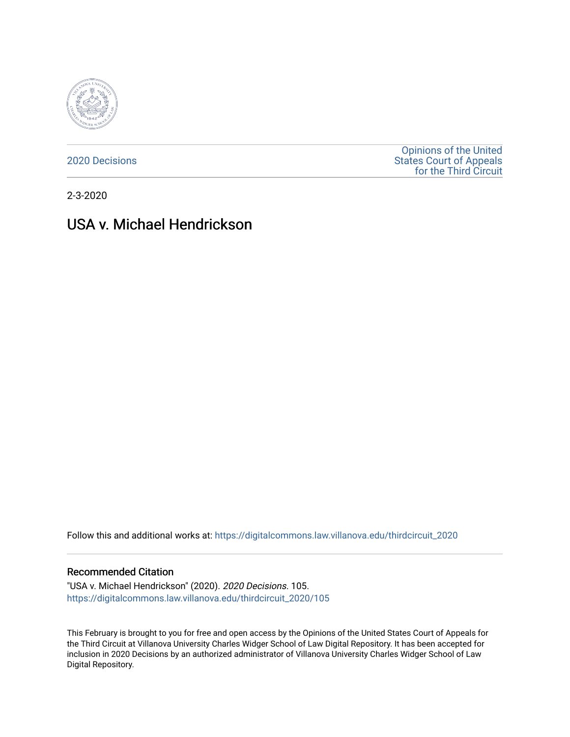2020 Decisions

Opinions of the United States Court of Appeals for the Third Circuit

2-3-2020

# USA v. Michael Hendrickson

Follow this and additional works at: https://digitalcommons.law.villanova.edu/thirdcircuit_2020

## Recommended Citation

"USA v. Michael Hendrickson" (2020). *2020 Decisions*. 105.
https://digitalcommons.law.villanova.edu/thirdcircuit_2020/105

This February is brought to you for free and open access by the Opinions of the United States Court of Appeals for the Third Circuit at Villanova University Charles Widger School of Law Digital Repository. It has been accepted for inclusion in 2020 Decisions by an authorized administrator of Villanova University Charles Widger School of Law Digital Repository.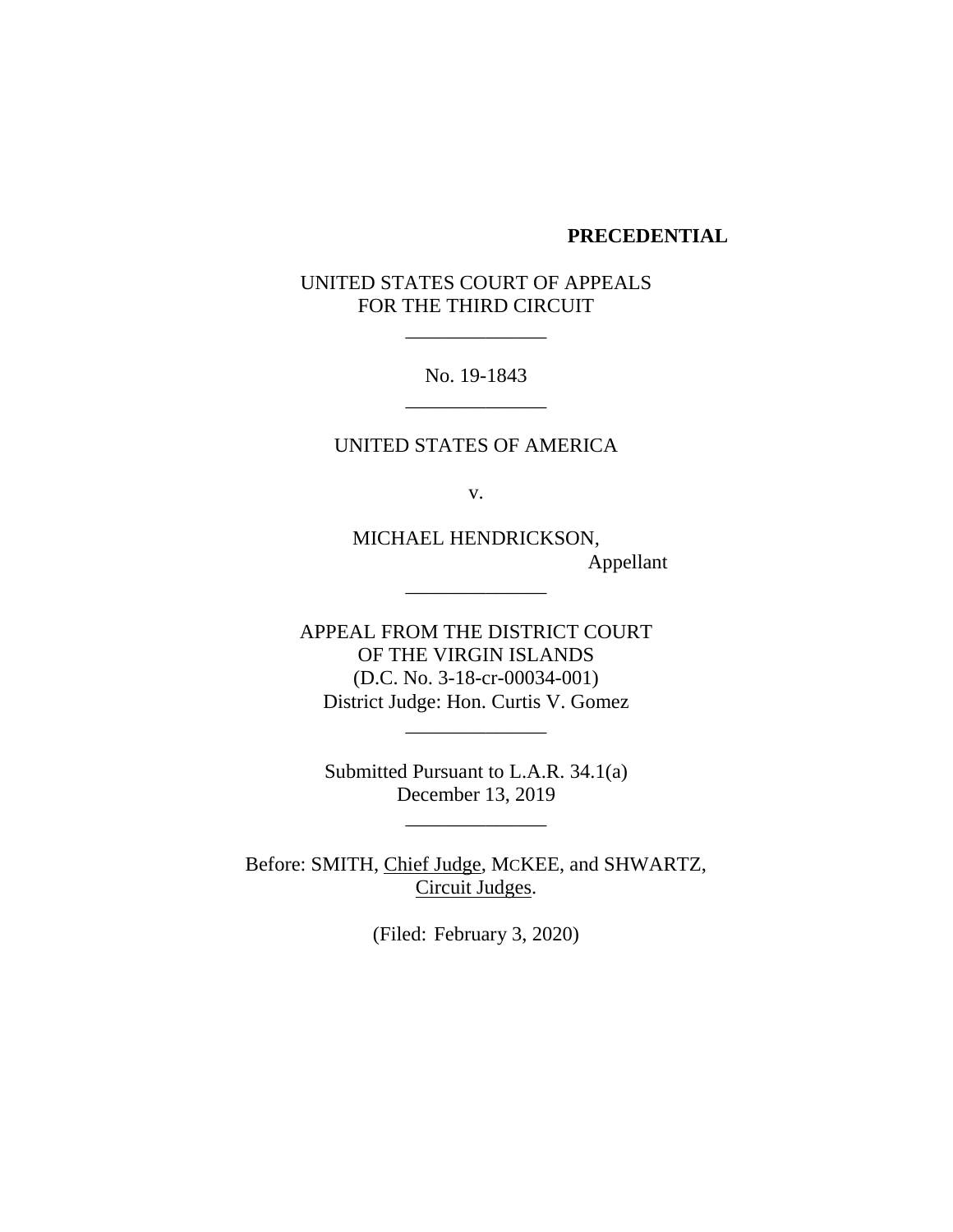**PRECEDENTIAL**

UNITED STATES COURT OF APPEALS
FOR THE THIRD CIRCUIT

______________

No. 19-1843

______________

UNITED STATES OF AMERICA

v.

MICHAEL HENDRICKSON,
Appellant

______________

APPEAL FROM THE DISTRICT COURT
OF THE VIRGIN ISLANDS
(D.C. No. 3-18-cr-00034-001)
District Judge: Hon. Curtis V. Gomez

______________

Submitted Pursuant to L.A.R. 34.1(a)
December 13, 2019

______________

Before: SMITH, Chief Judge, MCKEE, and SHWARTZ, Circuit Judges.

(Filed: February 3, 2020)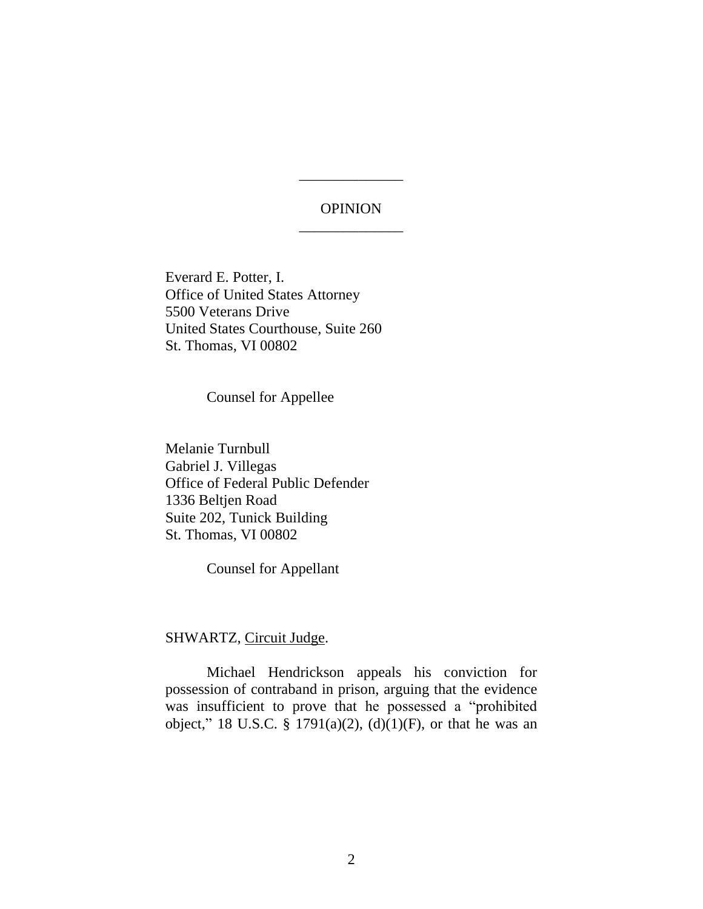______________

OPINION

______________

Everard E. Potter, I.
Office of United States Attorney
5500 Veterans Drive
United States Courthouse, Suite 260
St. Thomas, VI 00802

Counsel for Appellee

Melanie Turnbull
Gabriel J. Villegas
Office of Federal Public Defender
1336 Beltjen Road
Suite 202, Tunick Building
St. Thomas, VI 00802

Counsel for Appellant

SHWARTZ, Circuit Judge.

Michael Hendrickson appeals his conviction for possession of contraband in prison, arguing that the evidence was insufficient to prove that he possessed a "prohibited object," 18 U.S.C. § 1791(a)(2), (d)(1)(F), or that he was an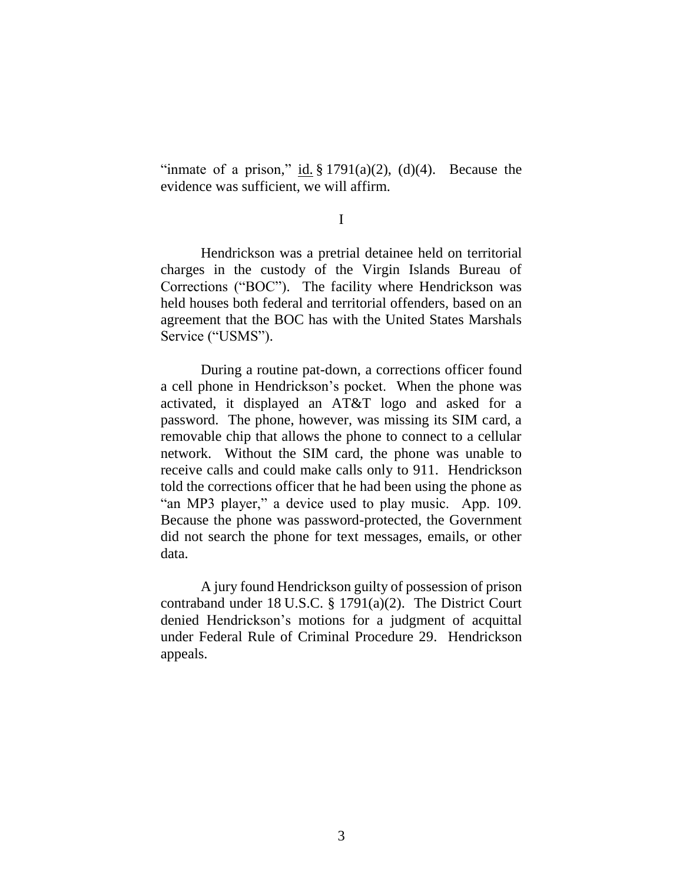"inmate of a prison," id. § 1791(a)(2), (d)(4). Because the evidence was sufficient, we will affirm.

I

Hendrickson was a pretrial detainee held on territorial charges in the custody of the Virgin Islands Bureau of Corrections ("BOC"). The facility where Hendrickson was held houses both federal and territorial offenders, based on an agreement that the BOC has with the United States Marshals Service ("USMS").

During a routine pat-down, a corrections officer found a cell phone in Hendrickson's pocket. When the phone was activated, it displayed an AT&T logo and asked for a password. The phone, however, was missing its SIM card, a removable chip that allows the phone to connect to a cellular network. Without the SIM card, the phone was unable to receive calls and could make calls only to 911. Hendrickson told the corrections officer that he had been using the phone as "an MP3 player," a device used to play music. App. 109. Because the phone was password-protected, the Government did not search the phone for text messages, emails, or other data.

A jury found Hendrickson guilty of possession of prison contraband under 18 U.S.C. § 1791(a)(2). The District Court denied Hendrickson's motions for a judgment of acquittal under Federal Rule of Criminal Procedure 29. Hendrickson appeals.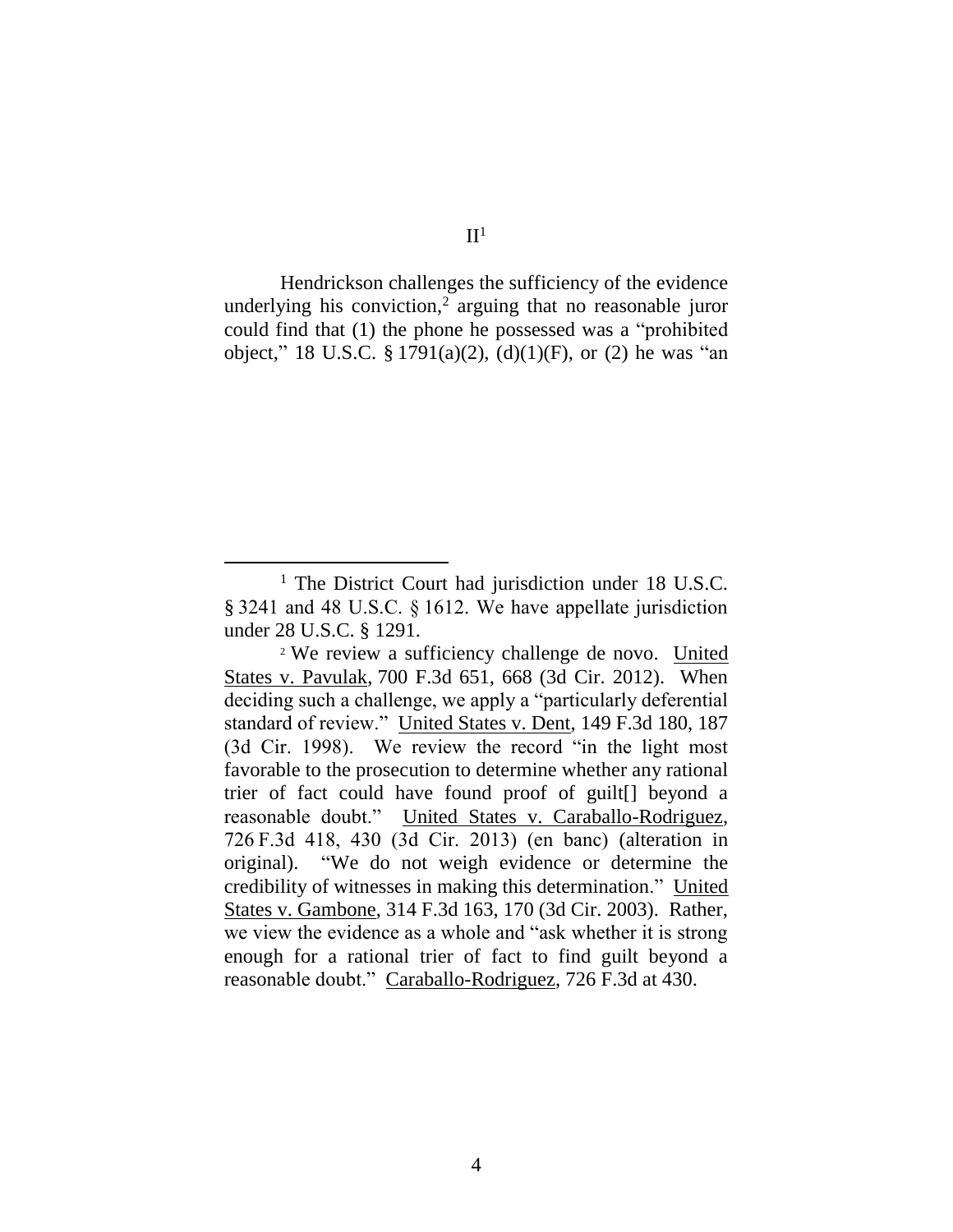## II[1]

Hendrickson challenges the sufficiency of the evidence underlying his conviction,[2] arguing that no reasonable juror could find that (1) the phone he possessed was a "prohibited object," 18 U.S.C. § 1791(a)(2), (d)(1)(F), or (2) he was "an

---

[1] The District Court had jurisdiction under 18 U.S.C. § 3241 and 48 U.S.C. § 1612. We have appellate jurisdiction under 28 U.S.C. § 1291.

[2] We review a sufficiency challenge de novo. United States v. Pavulak, 700 F.3d 651, 668 (3d Cir. 2012). When deciding such a challenge, we apply a "particularly deferential standard of review." United States v. Dent, 149 F.3d 180, 187 (3d Cir. 1998). We review the record "in the light most favorable to the prosecution to determine whether any rational trier of fact could have found proof of guilt[] beyond a reasonable doubt." United States v. Caraballo-Rodriguez, 726 F.3d 418, 430 (3d Cir. 2013) (en banc) (alteration in original). "We do not weigh evidence or determine the credibility of witnesses in making this determination." United States v. Gambone, 314 F.3d 163, 170 (3d Cir. 2003). Rather, we view the evidence as a whole and "ask whether it is strong enough for a rational trier of fact to find guilt beyond a reasonable doubt." Caraballo-Rodriguez, 726 F.3d at 430.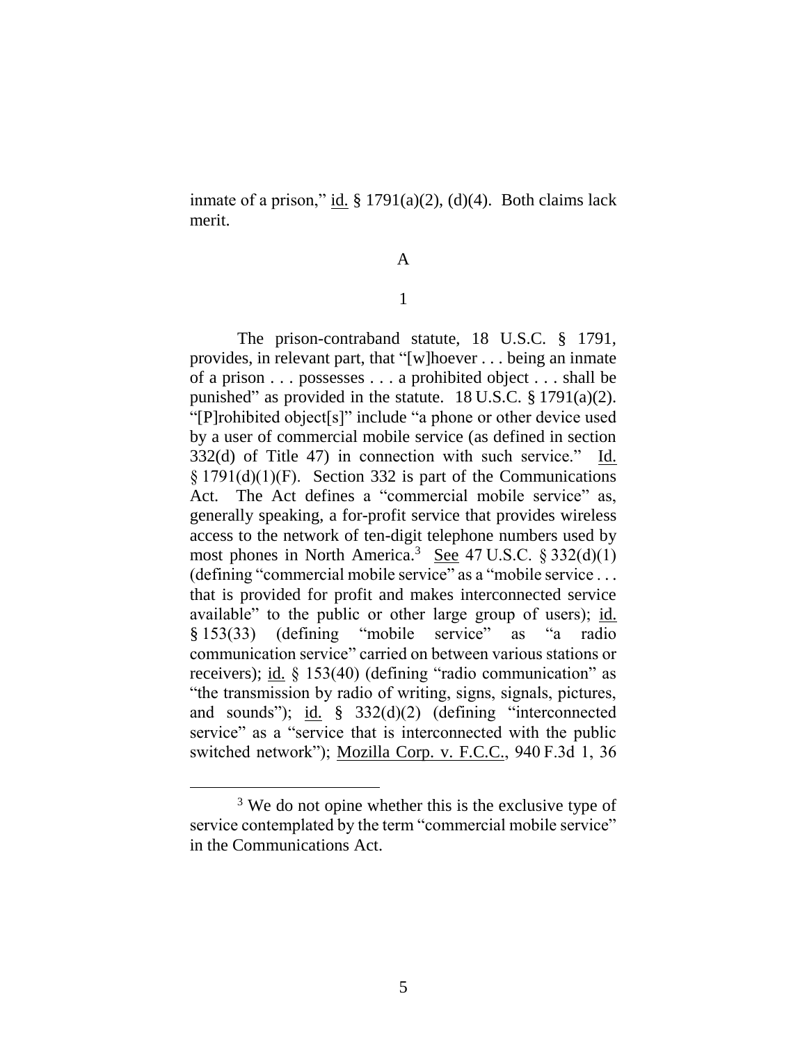inmate of a prison," id. § 1791(a)(2), (d)(4). Both claims lack merit.

A

1

The prison-contraband statute, 18 U.S.C. § 1791, provides, in relevant part, that "[w]hoever . . . being an inmate of a prison . . . possesses . . . a prohibited object . . . shall be punished" as provided in the statute. 18 U.S.C. § 1791(a)(2). "[P]rohibited object[s]" include "a phone or other device used by a user of commercial mobile service (as defined in section 332(d) of Title 47) in connection with such service." Id. § 1791(d)(1)(F). Section 332 is part of the Communications Act. The Act defines a "commercial mobile service" as, generally speaking, a for-profit service that provides wireless access to the network of ten-digit telephone numbers used by most phones in North America.[3] See 47 U.S.C. § 332(d)(1) (defining "commercial mobile service" as a "mobile service . . . that is provided for profit and makes interconnected service available" to the public or other large group of users); id. § 153(33) (defining "mobile service" as "a radio communication service" carried on between various stations or receivers); id. § 153(40) (defining "radio communication" as "the transmission by radio of writing, signs, signals, pictures, and sounds"); id. § 332(d)(2) (defining "interconnected service" as a "service that is interconnected with the public switched network"); Mozilla Corp. v. F.C.C., 940 F.3d 1, 36

[3] We do not opine whether this is the exclusive type of service contemplated by the term "commercial mobile service" in the Communications Act.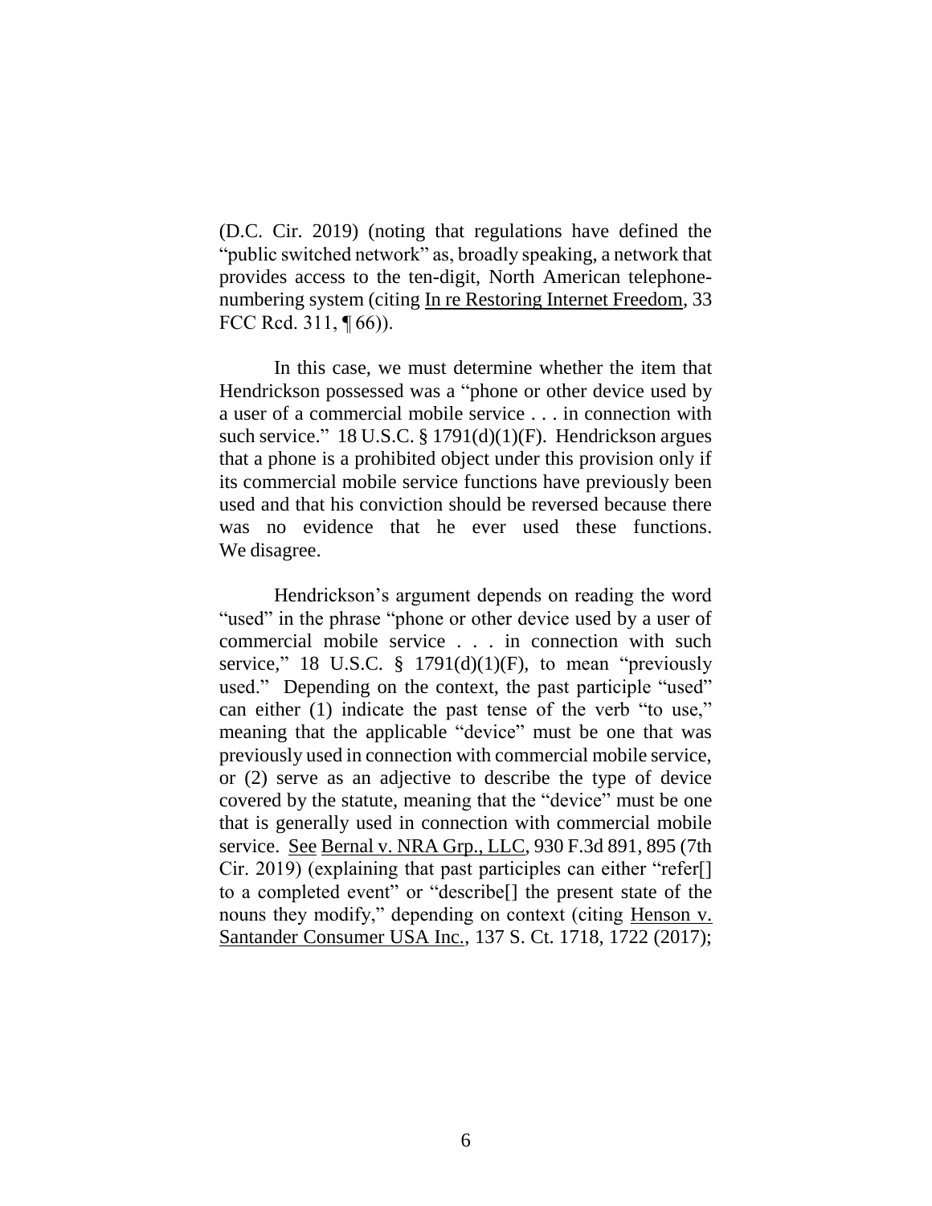(D.C. Cir. 2019) (noting that regulations have defined the "public switched network" as, broadly speaking, a network that provides access to the ten-digit, North American telephone-numbering system (citing In re Restoring Internet Freedom, 33 FCC Rcd. 311, ¶ 66)).

In this case, we must determine whether the item that Hendrickson possessed was a "phone or other device used by a user of a commercial mobile service . . . in connection with such service." 18 U.S.C. § 1791(d)(1)(F). Hendrickson argues that a phone is a prohibited object under this provision only if its commercial mobile service functions have previously been used and that his conviction should be reversed because there was no evidence that he ever used these functions. We disagree.

Hendrickson's argument depends on reading the word "used" in the phrase "phone or other device used by a user of commercial mobile service . . . in connection with such service," 18 U.S.C. § 1791(d)(1)(F), to mean "previously used." Depending on the context, the past participle "used" can either (1) indicate the past tense of the verb "to use," meaning that the applicable "device" must be one that was previously used in connection with commercial mobile service, or (2) serve as an adjective to describe the type of device covered by the statute, meaning that the "device" must be one that is generally used in connection with commercial mobile service. See Bernal v. NRA Grp., LLC, 930 F.3d 891, 895 (7th Cir. 2019) (explaining that past participles can either "refer[] to a completed event" or "describe[] the present state of the nouns they modify," depending on context (citing Henson v. Santander Consumer USA Inc., 137 S. Ct. 1718, 1722 (2017);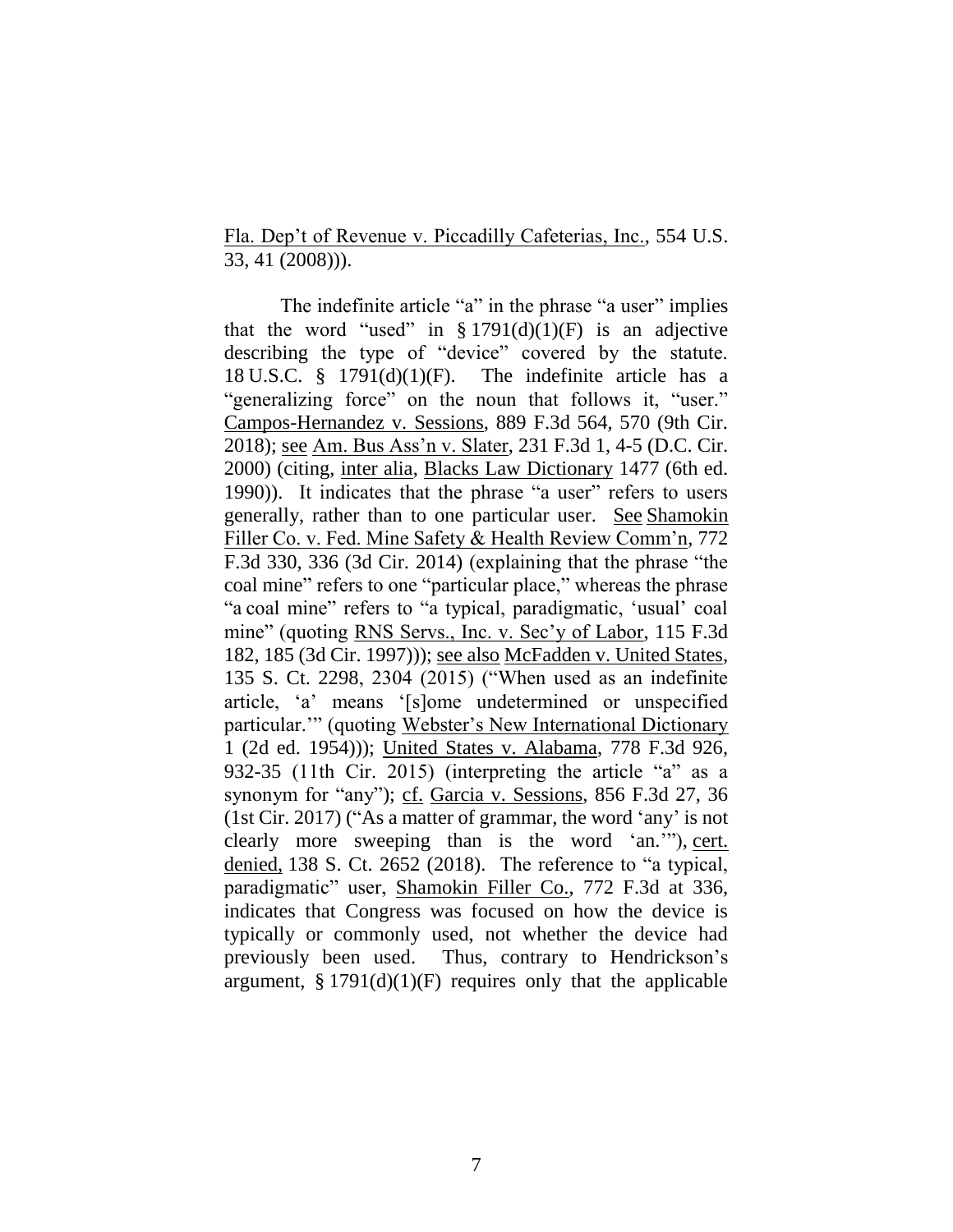Fla. Dep't of Revenue v. Piccadilly Cafeterias, Inc., 554 U.S. 33, 41 (2008))).

The indefinite article "a" in the phrase "a user" implies that the word "used" in § 1791(d)(1)(F) is an adjective describing the type of "device" covered by the statute. 18 U.S.C. § 1791(d)(1)(F). The indefinite article has a "generalizing force" on the noun that follows it, "user." Campos-Hernandez v. Sessions, 889 F.3d 564, 570 (9th Cir. 2018); see Am. Bus Ass'n v. Slater, 231 F.3d 1, 4-5 (D.C. Cir. 2000) (citing, inter alia, Blacks Law Dictionary 1477 (6th ed. 1990)). It indicates that the phrase "a user" refers to users generally, rather than to one particular user. See Shamokin Filler Co. v. Fed. Mine Safety & Health Review Comm'n, 772 F.3d 330, 336 (3d Cir. 2014) (explaining that the phrase "the coal mine" refers to one "particular place," whereas the phrase "a coal mine" refers to "a typical, paradigmatic, 'usual' coal mine" (quoting RNS Servs., Inc. v. Sec'y of Labor, 115 F.3d 182, 185 (3d Cir. 1997))); see also McFadden v. United States, 135 S. Ct. 2298, 2304 (2015) ("When used as an indefinite article, 'a' means '[s]ome undetermined or unspecified particular.'" (quoting Webster's New International Dictionary 1 (2d ed. 1954))); United States v. Alabama, 778 F.3d 926, 932-35 (11th Cir. 2015) (interpreting the article "a" as a synonym for "any"); cf. Garcia v. Sessions, 856 F.3d 27, 36 (1st Cir. 2017) ("As a matter of grammar, the word 'any' is not clearly more sweeping than is the word 'an.'"), cert. denied, 138 S. Ct. 2652 (2018). The reference to "a typical, paradigmatic" user, Shamokin Filler Co., 772 F.3d at 336, indicates that Congress was focused on how the device is typically or commonly used, not whether the device had previously been used. Thus, contrary to Hendrickson's argument, § 1791(d)(1)(F) requires only that the applicable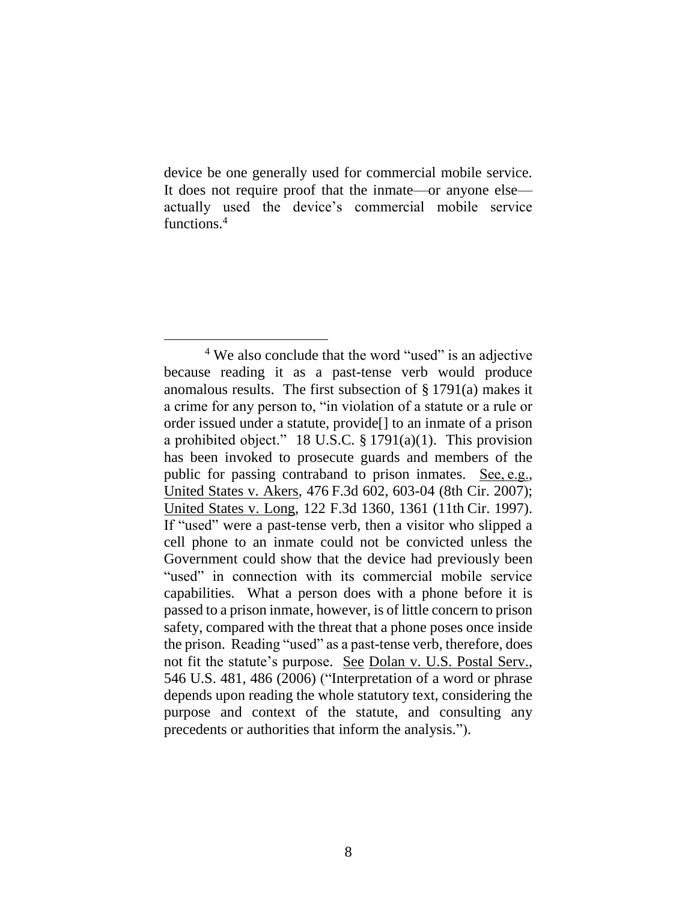device be one generally used for commercial mobile service. It does not require proof that the inmate—or anyone else—actually used the device's commercial mobile service functions.[4]

[4] We also conclude that the word "used" is an adjective because reading it as a past-tense verb would produce anomalous results. The first subsection of § 1791(a) makes it a crime for any person to, "in violation of a statute or a rule or order issued under a statute, provide[] to an inmate of a prison a prohibited object." 18 U.S.C. § 1791(a)(1). This provision has been invoked to prosecute guards and members of the public for passing contraband to prison inmates. See, e.g., United States v. Akers, 476 F.3d 602, 603-04 (8th Cir. 2007); United States v. Long, 122 F.3d 1360, 1361 (11th Cir. 1997). If "used" were a past-tense verb, then a visitor who slipped a cell phone to an inmate could not be convicted unless the Government could show that the device had previously been "used" in connection with its commercial mobile service capabilities. What a person does with a phone before it is passed to a prison inmate, however, is of little concern to prison safety, compared with the threat that a phone poses once inside the prison. Reading "used" as a past-tense verb, therefore, does not fit the statute's purpose. See Dolan v. U.S. Postal Serv., 546 U.S. 481, 486 (2006) ("Interpretation of a word or phrase depends upon reading the whole statutory text, considering the purpose and context of the statute, and consulting any precedents or authorities that inform the analysis.").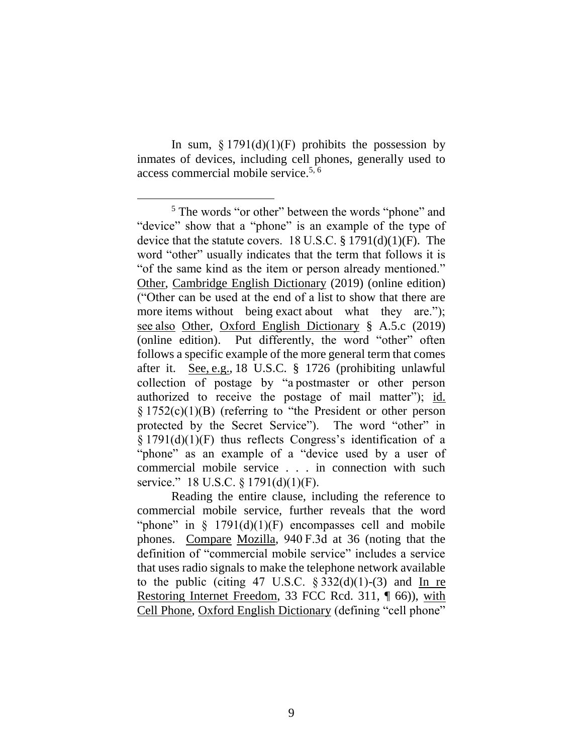In sum, § 1791(d)(1)(F) prohibits the possession by inmates of devices, including cell phones, generally used to access commercial mobile service.[5, 6]

---

[5] The words "or other" between the words "phone" and "device" show that a "phone" is an example of the type of device that the statute covers. 18 U.S.C. § 1791(d)(1)(F). The word "other" usually indicates that the term that follows it is "of the same kind as the item or person already mentioned." Other, Cambridge English Dictionary (2019) (online edition) ("Other can be used at the end of a list to show that there are more items without being exact about what they are."); see also Other, Oxford English Dictionary § A.5.c (2019) (online edition). Put differently, the word "other" often follows a specific example of the more general term that comes after it. See, e.g., 18 U.S.C. § 1726 (prohibiting unlawful collection of postage by "a postmaster or other person authorized to receive the postage of mail matter"); id. § 1752(c)(1)(B) (referring to "the President or other person protected by the Secret Service"). The word "other" in § 1791(d)(1)(F) thus reflects Congress's identification of a "phone" as an example of a "device used by a user of commercial mobile service . . . in connection with such service." 18 U.S.C. § 1791(d)(1)(F).

Reading the entire clause, including the reference to commercial mobile service, further reveals that the word "phone" in § 1791(d)(1)(F) encompasses cell and mobile phones. Compare Mozilla, 940 F.3d at 36 (noting that the definition of "commercial mobile service" includes a service that uses radio signals to make the telephone network available to the public (citing 47 U.S.C. § 332(d)(1)-(3) and In re Restoring Internet Freedom, 33 FCC Rcd. 311, ¶ 66)), with Cell Phone, Oxford English Dictionary (defining "cell phone"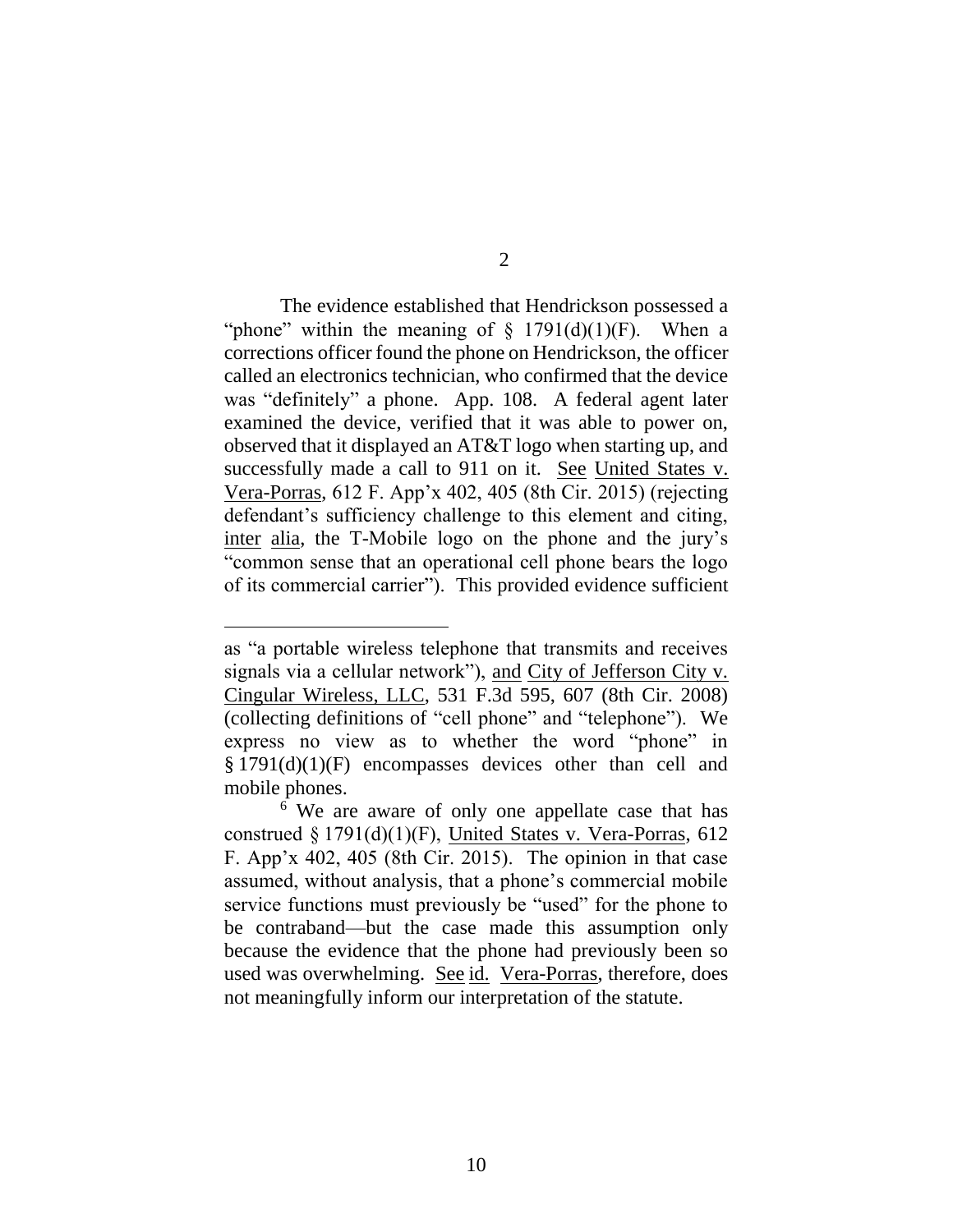2

The evidence established that Hendrickson possessed a "phone" within the meaning of § 1791(d)(1)(F). When a corrections officer found the phone on Hendrickson, the officer called an electronics technician, who confirmed that the device was "definitely" a phone. App. 108. A federal agent later examined the device, verified that it was able to power on, observed that it displayed an AT&T logo when starting up, and successfully made a call to 911 on it. See United States v. Vera-Porras, 612 F. App'x 402, 405 (8th Cir. 2015) (rejecting defendant's sufficiency challenge to this element and citing, inter alia, the T-Mobile logo on the phone and the jury's "common sense that an operational cell phone bears the logo of its commercial carrier"). This provided evidence sufficient

---

as "a portable wireless telephone that transmits and receives signals via a cellular network"), and City of Jefferson City v. Cingular Wireless, LLC, 531 F.3d 595, 607 (8th Cir. 2008) (collecting definitions of "cell phone" and "telephone"). We express no view as to whether the word "phone" in § 1791(d)(1)(F) encompasses devices other than cell and mobile phones.

[6] We are aware of only one appellate case that has construed § 1791(d)(1)(F), United States v. Vera-Porras, 612 F. App'x 402, 405 (8th Cir. 2015). The opinion in that case assumed, without analysis, that a phone's commercial mobile service functions must previously be "used" for the phone to be contraband—but the case made this assumption only because the evidence that the phone had previously been so used was overwhelming. See id. Vera-Porras, therefore, does not meaningfully inform our interpretation of the statute.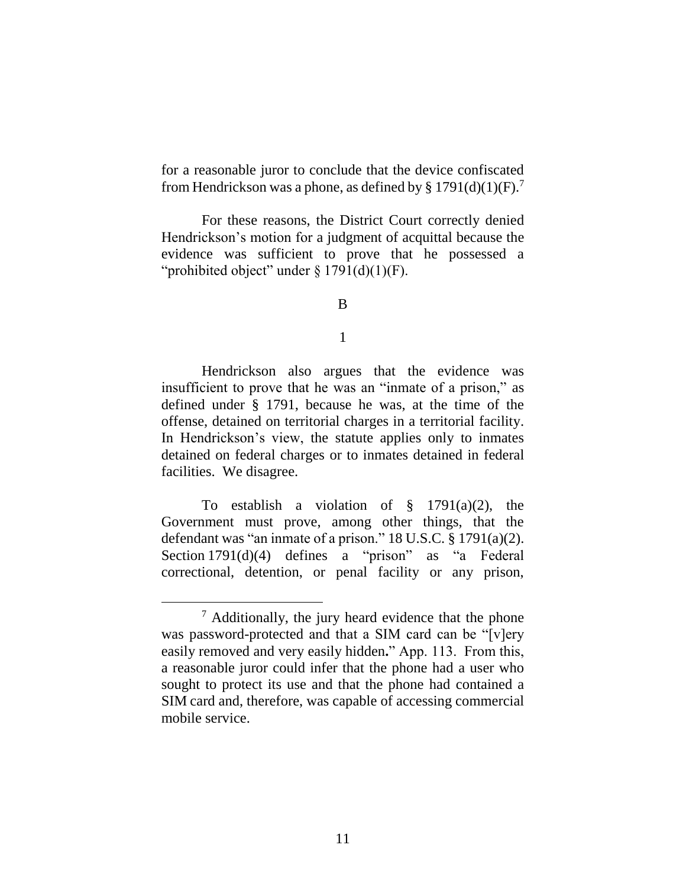for a reasonable juror to conclude that the device confiscated from Hendrickson was a phone, as defined by § 1791(d)(1)(F).[7]

For these reasons, the District Court correctly denied Hendrickson's motion for a judgment of acquittal because the evidence was sufficient to prove that he possessed a "prohibited object" under § 1791(d)(1)(F).

B

1

Hendrickson also argues that the evidence was insufficient to prove that he was an "inmate of a prison," as defined under § 1791, because he was, at the time of the offense, detained on territorial charges in a territorial facility. In Hendrickson's view, the statute applies only to inmates detained on federal charges or to inmates detained in federal facilities. We disagree.

To establish a violation of § 1791(a)(2), the Government must prove, among other things, that the defendant was "an inmate of a prison." 18 U.S.C. § 1791(a)(2). Section 1791(d)(4) defines a "prison" as "a Federal correctional, detention, or penal facility or any prison,

---

[7] Additionally, the jury heard evidence that the phone was password-protected and that a SIM card can be "[v]ery easily removed and very easily hidden**.**" App. 113. From this, a reasonable juror could infer that the phone had a user who sought to protect its use and that the phone had contained a SIM card and, therefore, was capable of accessing commercial mobile service.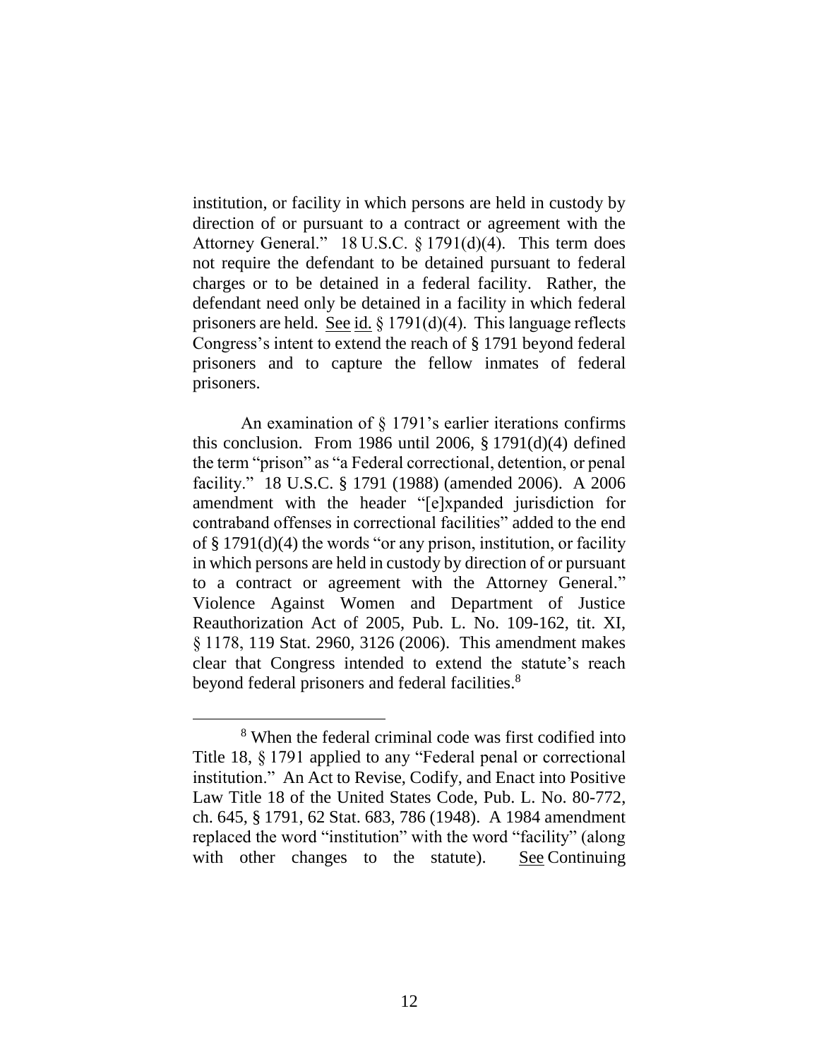institution, or facility in which persons are held in custody by direction of or pursuant to a contract or agreement with the Attorney General." 18 U.S.C. § 1791(d)(4). This term does not require the defendant to be detained pursuant to federal charges or to be detained in a federal facility. Rather, the defendant need only be detained in a facility in which federal prisoners are held. See id. § 1791(d)(4). This language reflects Congress's intent to extend the reach of § 1791 beyond federal prisoners and to capture the fellow inmates of federal prisoners.

An examination of § 1791's earlier iterations confirms this conclusion. From 1986 until 2006, § 1791(d)(4) defined the term "prison" as "a Federal correctional, detention, or penal facility." 18 U.S.C. § 1791 (1988) (amended 2006). A 2006 amendment with the header "[e]xpanded jurisdiction for contraband offenses in correctional facilities" added to the end of § 1791(d)(4) the words "or any prison, institution, or facility in which persons are held in custody by direction of or pursuant to a contract or agreement with the Attorney General." Violence Against Women and Department of Justice Reauthorization Act of 2005, Pub. L. No. 109-162, tit. XI, § 1178, 119 Stat. 2960, 3126 (2006). This amendment makes clear that Congress intended to extend the statute's reach beyond federal prisoners and federal facilities.[8]

[8] When the federal criminal code was first codified into Title 18, § 1791 applied to any "Federal penal or correctional institution." An Act to Revise, Codify, and Enact into Positive Law Title 18 of the United States Code, Pub. L. No. 80-772, ch. 645, § 1791, 62 Stat. 683, 786 (1948). A 1984 amendment replaced the word "institution" with the word "facility" (along with other changes to the statute). See Continuing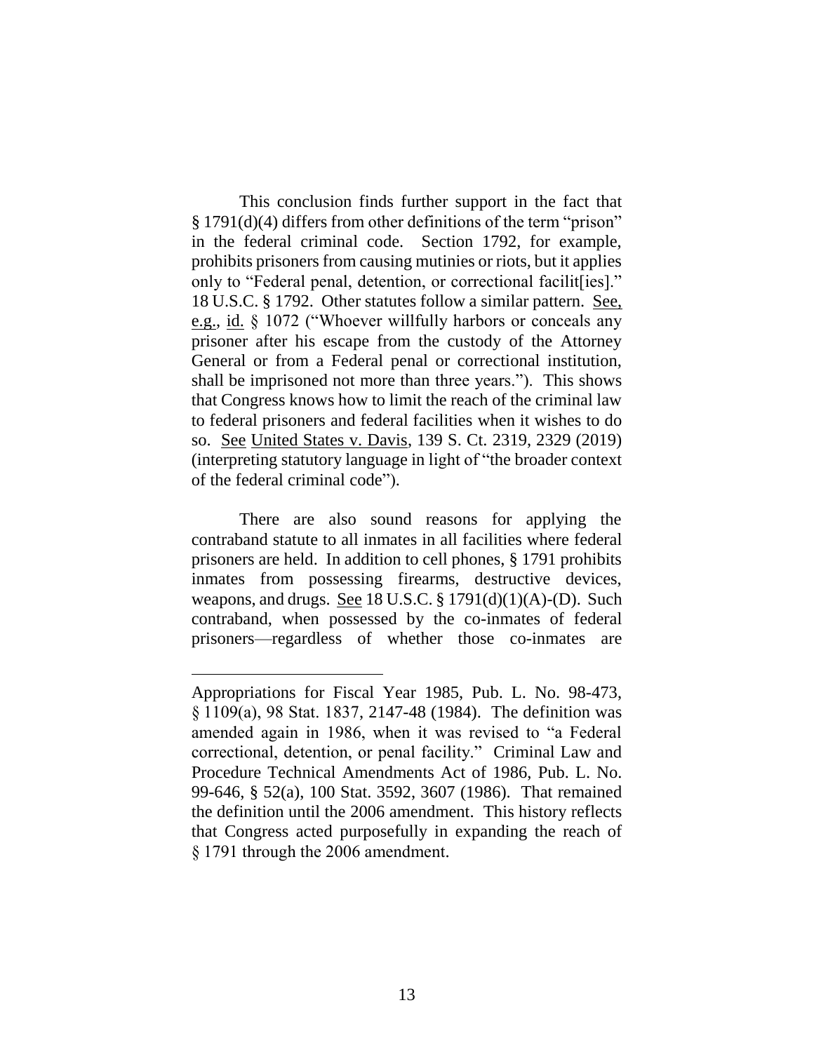This conclusion finds further support in the fact that § 1791(d)(4) differs from other definitions of the term "prison" in the federal criminal code. Section 1792, for example, prohibits prisoners from causing mutinies or riots, but it applies only to "Federal penal, detention, or correctional facilit[ies]." 18 U.S.C. § 1792. Other statutes follow a similar pattern. See, e.g., id. § 1072 ("Whoever willfully harbors or conceals any prisoner after his escape from the custody of the Attorney General or from a Federal penal or correctional institution, shall be imprisoned not more than three years."). This shows that Congress knows how to limit the reach of the criminal law to federal prisoners and federal facilities when it wishes to do so. See United States v. Davis, 139 S. Ct. 2319, 2329 (2019) (interpreting statutory language in light of "the broader context of the federal criminal code").

There are also sound reasons for applying the contraband statute to all inmates in all facilities where federal prisoners are held. In addition to cell phones, § 1791 prohibits inmates from possessing firearms, destructive devices, weapons, and drugs. See 18 U.S.C. § 1791(d)(1)(A)-(D). Such contraband, when possessed by the co-inmates of federal prisoners—regardless of whether those co-inmates are

---

Appropriations for Fiscal Year 1985, Pub. L. No. 98-473, § 1109(a), 98 Stat. 1837, 2147-48 (1984). The definition was amended again in 1986, when it was revised to "a Federal correctional, detention, or penal facility." Criminal Law and Procedure Technical Amendments Act of 1986, Pub. L. No. 99-646, § 52(a), 100 Stat. 3592, 3607 (1986). That remained the definition until the 2006 amendment. This history reflects that Congress acted purposefully in expanding the reach of § 1791 through the 2006 amendment.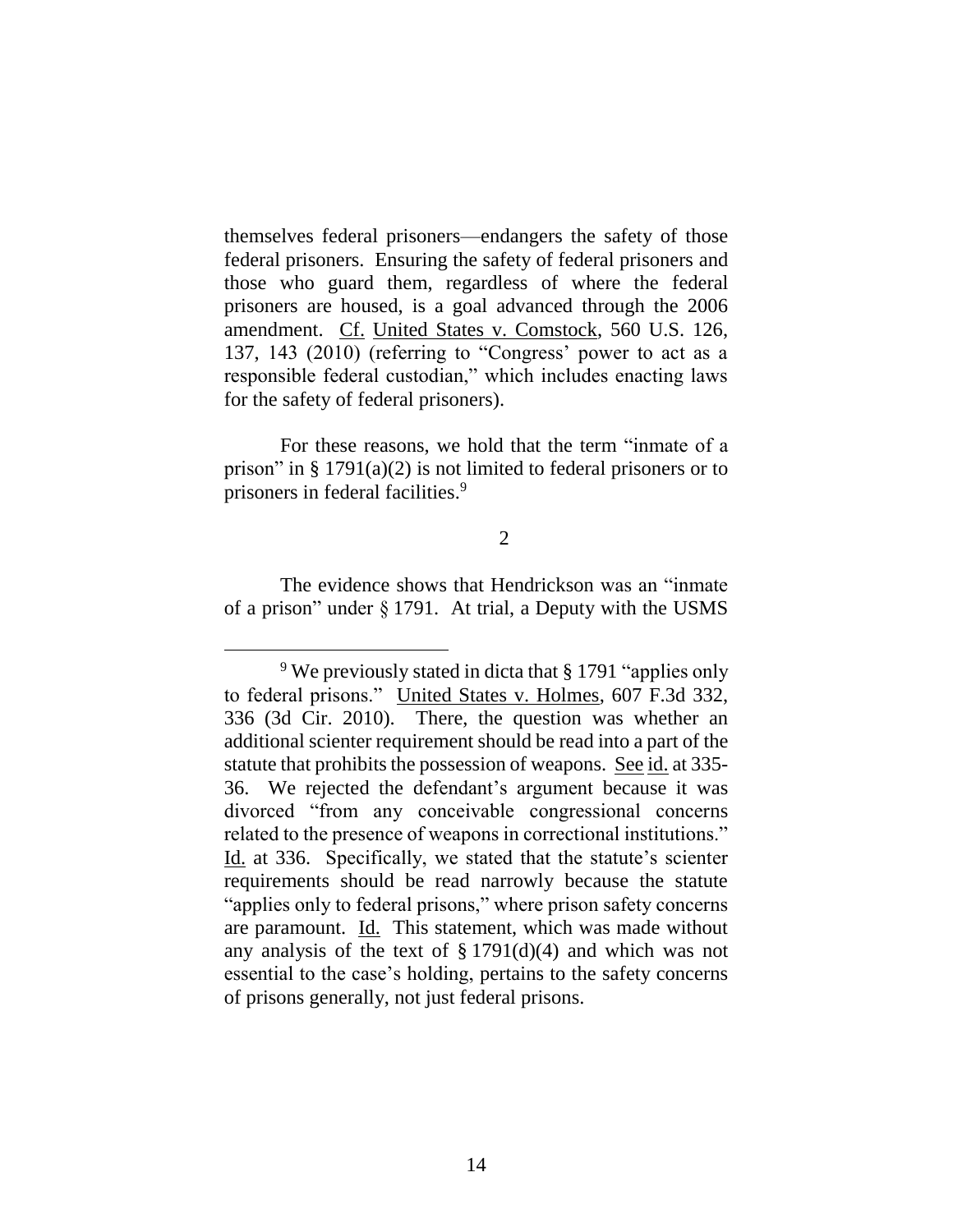themselves federal prisoners—endangers the safety of those federal prisoners. Ensuring the safety of federal prisoners and those who guard them, regardless of where the federal prisoners are housed, is a goal advanced through the 2006 amendment. Cf. United States v. Comstock, 560 U.S. 126, 137, 143 (2010) (referring to "Congress' power to act as a responsible federal custodian," which includes enacting laws for the safety of federal prisoners).

For these reasons, we hold that the term "inmate of a prison" in § 1791(a)(2) is not limited to federal prisoners or to prisoners in federal facilities.[9]

2

The evidence shows that Hendrickson was an "inmate of a prison" under § 1791. At trial, a Deputy with the USMS

---

[9] We previously stated in dicta that § 1791 "applies only to federal prisons." United States v. Holmes, 607 F.3d 332, 336 (3d Cir. 2010). There, the question was whether an additional scienter requirement should be read into a part of the statute that prohibits the possession of weapons. See id. at 335-36. We rejected the defendant's argument because it was divorced "from any conceivable congressional concerns related to the presence of weapons in correctional institutions." Id. at 336. Specifically, we stated that the statute's scienter requirements should be read narrowly because the statute "applies only to federal prisons," where prison safety concerns are paramount. Id. This statement, which was made without any analysis of the text of § 1791(d)(4) and which was not essential to the case's holding, pertains to the safety concerns of prisons generally, not just federal prisons.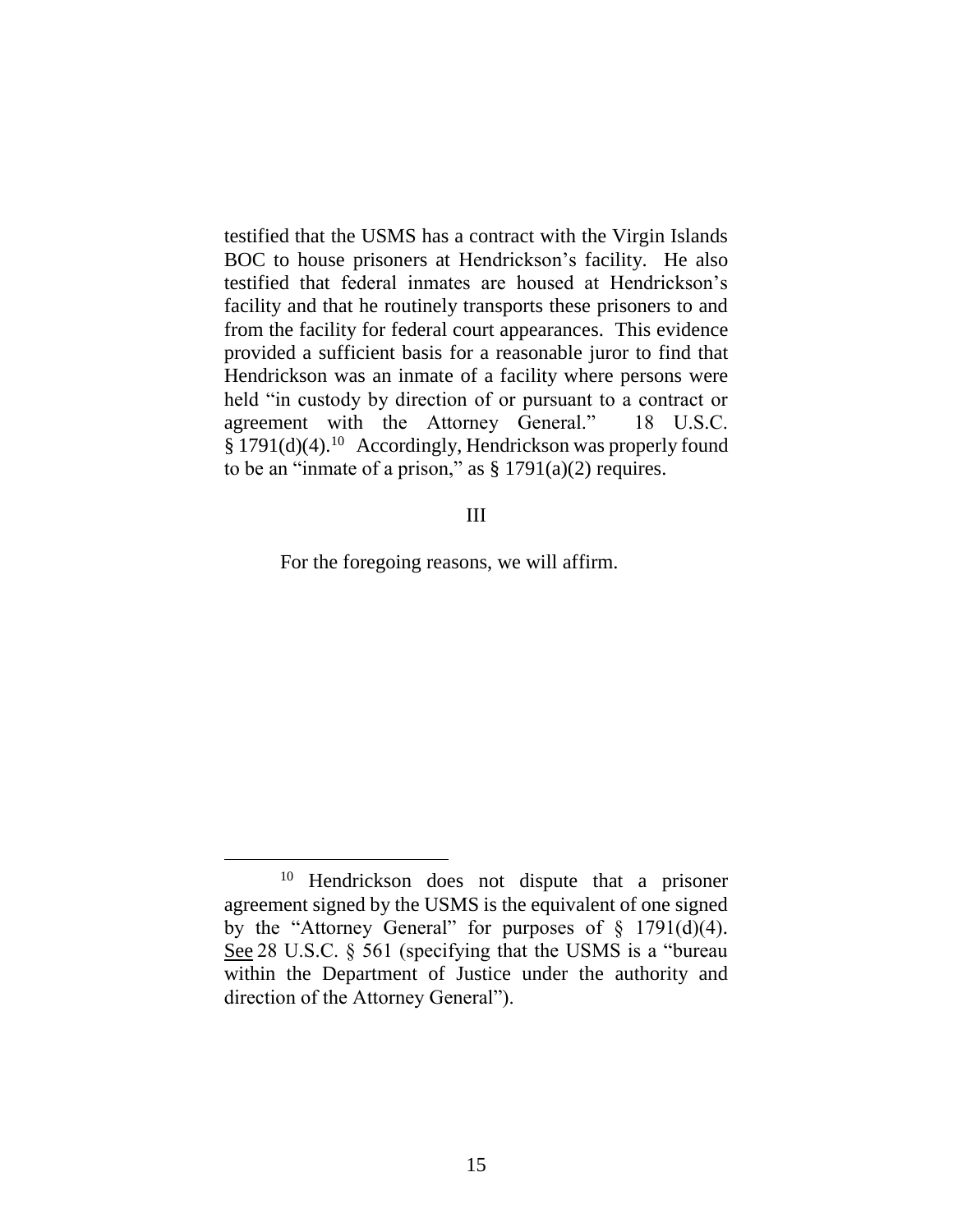testified that the USMS has a contract with the Virgin Islands BOC to house prisoners at Hendrickson's facility. He also testified that federal inmates are housed at Hendrickson's facility and that he routinely transports these prisoners to and from the facility for federal court appearances. This evidence provided a sufficient basis for a reasonable juror to find that Hendrickson was an inmate of a facility where persons were held "in custody by direction of or pursuant to a contract or agreement with the Attorney General." 18 U.S.C. § 1791(d)(4).[10] Accordingly, Hendrickson was properly found to be an "inmate of a prison," as § 1791(a)(2) requires.

## III

For the foregoing reasons, we will affirm.

---

[10] Hendrickson does not dispute that a prisoner agreement signed by the USMS is the equivalent of one signed by the "Attorney General" for purposes of § 1791(d)(4). See 28 U.S.C. § 561 (specifying that the USMS is a "bureau within the Department of Justice under the authority and direction of the Attorney General").